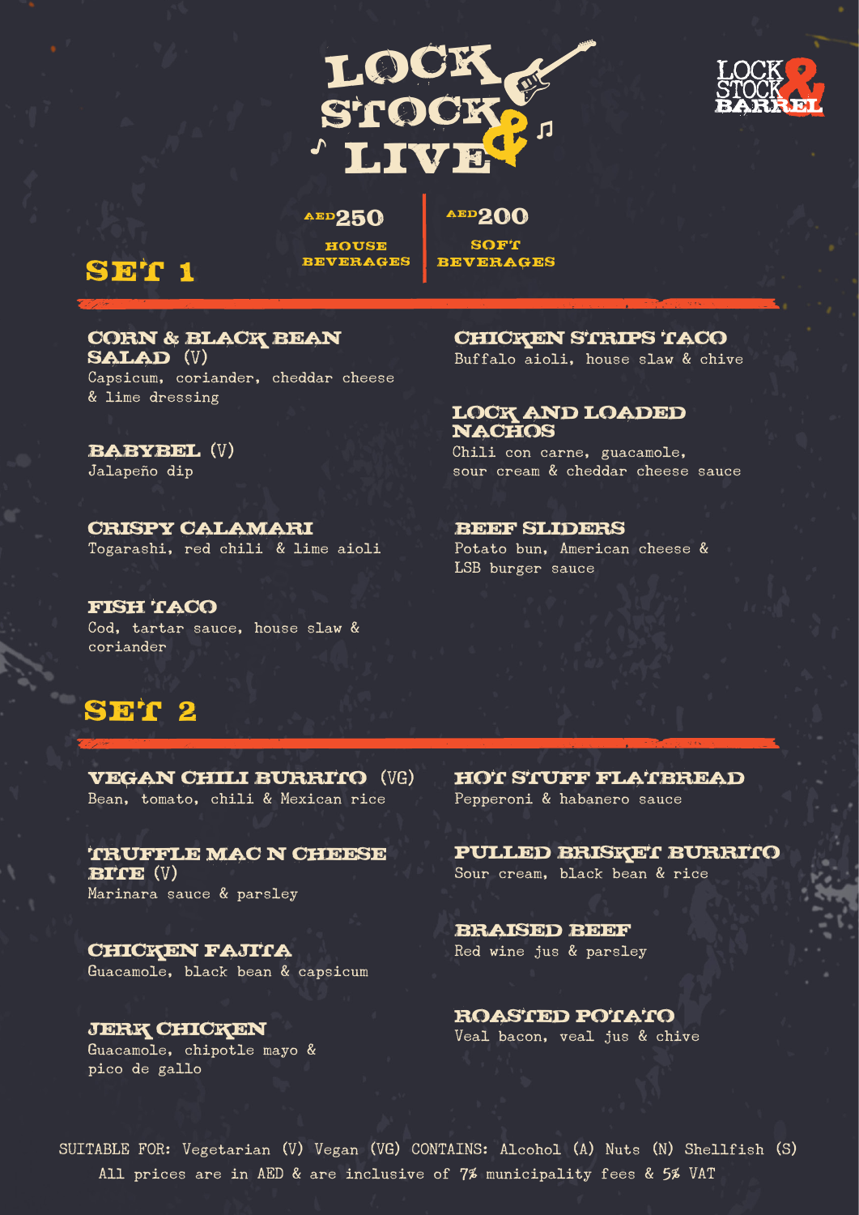# LOCK STOCK & LIVE

LOCK STOCK & BARREL

**AED 250** HOUSE BEVERAGES | **AED 200** SOFT BEVERAGES

## SET 1

**CORN & BLACK BEAN SALAD** (V)
Capsicum, coriander, cheddar cheese & lime dressing

**BABYBEL** (V)
Jalapeño dip

**CRISPY CALAMARI**
Togarashi, red chili & lime aioli

**FISH TACO**
Cod, tartar sauce, house slaw & coriander

**CHICKEN STRIPS TACO**
Buffalo aioli, house slaw & chive

**LOCK AND LOADED NACHOS**
Chili con carne, guacamole, sour cream & cheddar cheese sauce

**BEEF SLIDERS**
Potato bun, American cheese & LSB burger sauce

## SET 2

**VEGAN CHILI BURRITO** (VG)
Bean, tomato, chili & Mexican rice

**TRUFFLE MAC N CHEESE BITE** (V)
Marinara sauce & parsley

**CHICKEN FAJITA**
Guacamole, black bean & capsicum

**JERK CHICKEN**
Guacamole, chipotle mayo & pico de gallo

**HOT STUFF FLATBREAD**
Pepperoni & habanero sauce

**PULLED BRISKET BURRITO**
Sour cream, black bean & rice

**BRAISED BEEF**
Red wine jus & parsley

**ROASTED POTATO**
Veal bacon, veal jus & chive

SUITABLE FOR: Vegetarian (V) Vegan (VG) CONTAINS: Alcohol (A) Nuts (N) Shellfish (S)
All prices are in AED & are inclusive of 7% municipality fees & 5% VAT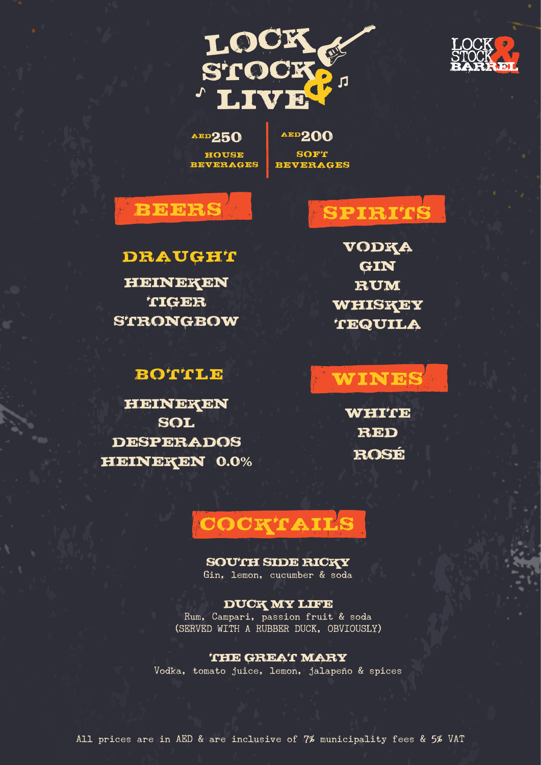# LOCK STOCK & LIVE

LOCK STOCK & BARREL

AED250
HOUSE BEVERAGES

AED200
SOFT BEVERAGES

## BEERS

### DRAUGHT

HEINEKEN
TIGER
STRONGBOW

### BOTTLE

HEINEKEN
SOL
DESPERADOS
HEINEKEN 0.0%

## SPIRITS

VODKA
GIN
RUM
WHISKEY
TEQUILA

## WINES

WHITE
RED
ROSÉ

## COCKTAILS

**SOUTH SIDE RICKY**
Gin, lemon, cucumber & soda

**DUCK MY LIFE**
Rum, Campari, passion fruit & soda
(SERVED WITH A RUBBER DUCK, OBVIOUSLY)

**THE GREAT MARY**
Vodka, tomato juice, lemon, jalapeño & spices

All prices are in AED & are inclusive of 7% municipality fees & 5% VAT